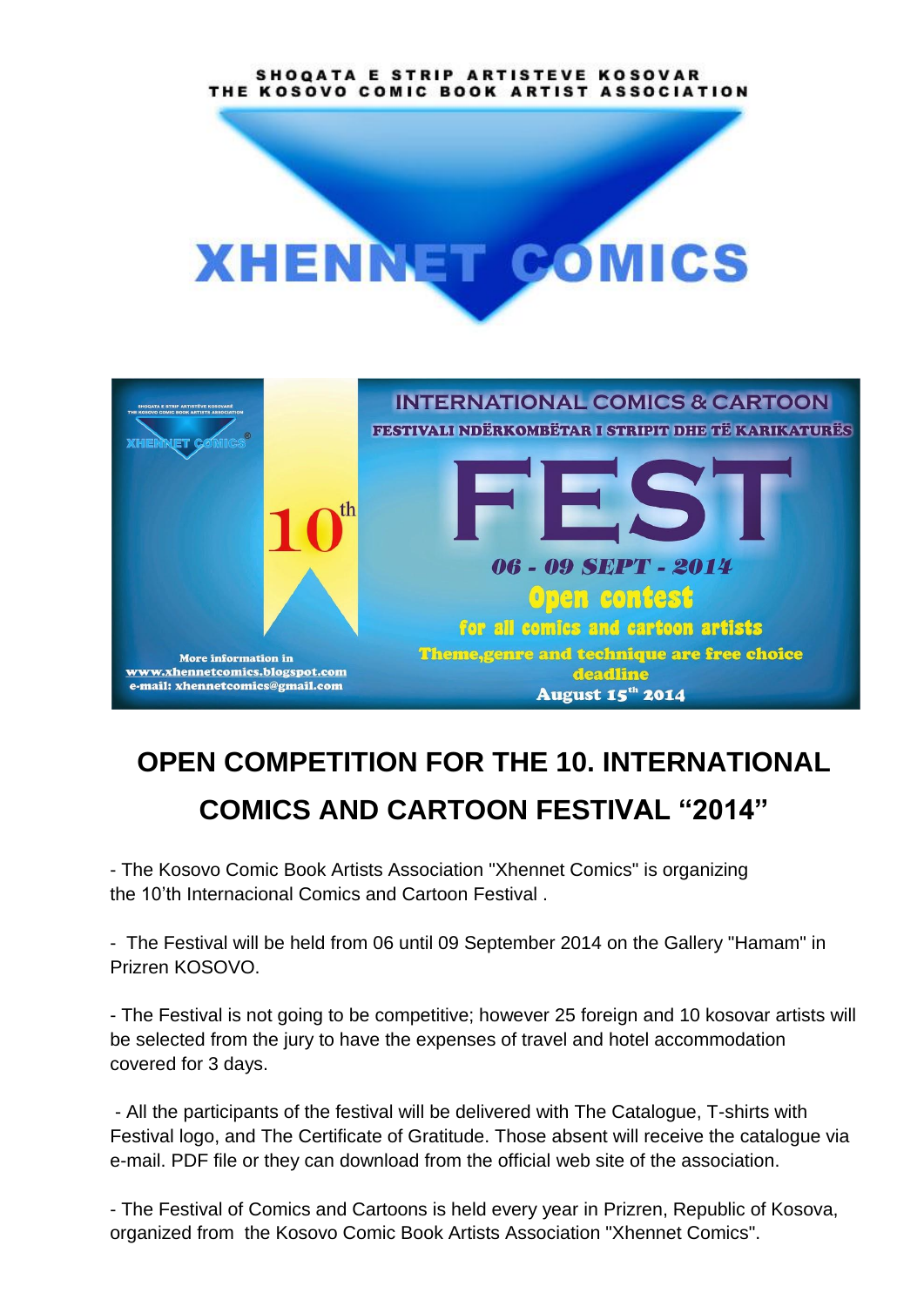SHOQATA E STRIP ARTISTEVE KOSOVAR
THE KOSOVO COMIC BOOK ARTIST ASSOCIATION

XHENNET COMICS

INTERNATIONAL COMICS & CARTOON
FESTIVALI NDËRKOMBËTAR I STRIPIT DHE TË KARIKATURËS

10th

FEST

06 - 09 SEPT - 2014

Open contest
for all comics and cartoon artists
Theme,genre and technique are free choice
deadline
August 15th 2014

More information in
www.xhennetcomics.blogspot.com
e-mail: xhennetcomics@gmail.com

# OPEN COMPETITION FOR THE 10. INTERNATIONAL COMICS AND CARTOON FESTIVAL "2014"

- The Kosovo Comic Book Artists Association "Xhennet Comics" is organizing the 10'th Internacional Comics and Cartoon Festival .

- The Festival will be held from 06 until 09 September 2014 on the Gallery "Hamam" in Prizren KOSOVO.

- The Festival is not going to be competitive; however 25 foreign and 10 kosovar artists will be selected from the jury to have the expenses of travel and hotel accommodation covered for 3 days.

- All the participants of the festival will be delivered with The Catalogue, T-shirts with Festival logo, and The Certificate of Gratitude. Those absent will receive the catalogue via e-mail. PDF file or they can download from the official web site of the association.

- The Festival of Comics and Cartoons is held every year in Prizren, Republic of Kosova, organized from the Kosovo Comic Book Artists Association "Xhennet Comics".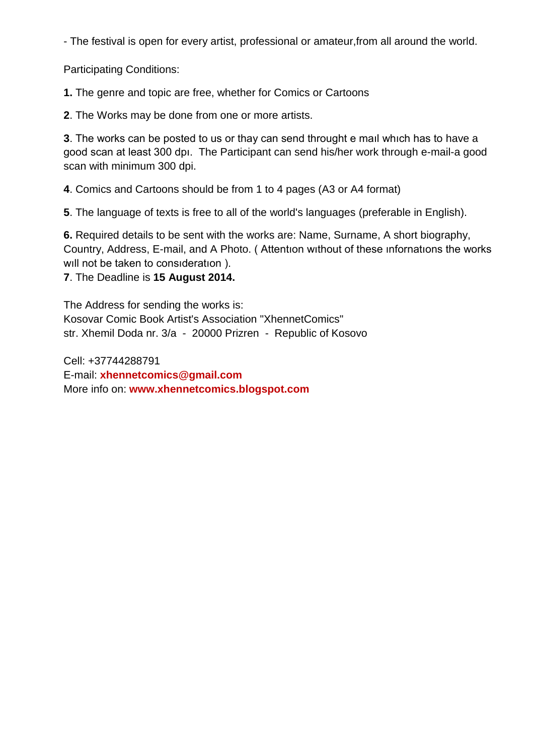- The festival is open for every artist, professional or amateur,from all around the world.

Participating Conditions:

**1.** The genre and topic are free, whether for Comics or Cartoons

**2**. The Works may be done from one or more artists.

**3**. The works can be posted to us or thay can send throught e maıl whıch has to have a good scan at least 300 dpı. The Participant can send his/her work through e-mail-a good scan with minimum 300 dpi.

**4**. Comics and Cartoons should be from 1 to 4 pages (A3 or A4 format)

**5**. The language of texts is free to all of the world's languages (preferable in English).

**6.** Required details to be sent with the works are: Name, Surname, A short biography, Country, Address, E-mail, and A Photo. ( Attentıon wıthout of these ınformatıons the works wıll not be taken to consıderatıon ).
**7**. The Deadline is **15 August 2014.**

The Address for sending the works is:
Kosovar Comic Book Artist's Association "XhennetComics"
str. Xhemil Doda nr. 3/a - 20000 Prizren - Republic of Kosovo

Cell: +37744288791
E-mail: **xhennetcomics@gmail.com**
More info on: **www.xhennetcomics.blogspot.com**